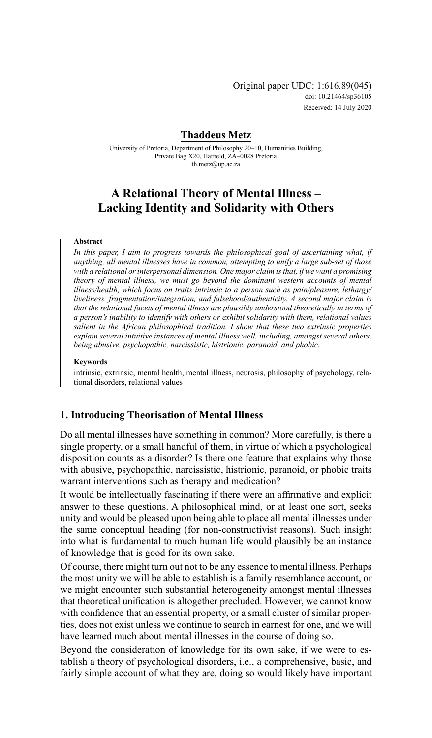Original paper UDC: 1:616.89(045)
doi: 10.21464/sp36105
Received: 14 July 2020

**Thaddeus Metz**

University of Pretoria, Department of Philosophy 20–10, Humanities Building, Private Bag X20, Hatfield, ZA–0028 Pretoria
th.metz@up.ac.za

# A Relational Theory of Mental Illness – Lacking Identity and Solidarity with Others

#### Abstract

*In this paper, I aim to progress towards the philosophical goal of ascertaining what, if anything, all mental illnesses have in common, attempting to unify a large sub-set of those with a relational or interpersonal dimension. One major claim is that, if we want a promising theory of mental illness, we must go beyond the dominant western accounts of mental illness/health, which focus on traits intrinsic to a person such as pain/pleasure, lethargy/liveliness, fragmentation/integration, and falsehood/authenticity. A second major claim is that the relational facets of mental illness are plausibly understood theoretically in terms of a person's inability to identify with others or exhibit solidarity with them, relational values salient in the African philosophical tradition. I show that these two extrinsic properties explain several intuitive instances of mental illness well, including, amongst several others, being abusive, psychopathic, narcissistic, histrionic, paranoid, and phobic.*

#### Keywords

intrinsic, extrinsic, mental health, mental illness, neurosis, philosophy of psychology, relational disorders, relational values

## 1. Introducing Theorisation of Mental Illness

Do all mental illnesses have something in common? More carefully, is there a single property, or a small handful of them, in virtue of which a psychological disposition counts as a disorder? Is there one feature that explains why those with abusive, psychopathic, narcissistic, histrionic, paranoid, or phobic traits warrant interventions such as therapy and medication?

It would be intellectually fascinating if there were an affirmative and explicit answer to these questions. A philosophical mind, or at least one sort, seeks unity and would be pleased upon being able to place all mental illnesses under the same conceptual heading (for non-constructivist reasons). Such insight into what is fundamental to much human life would plausibly be an instance of knowledge that is good for its own sake.

Of course, there might turn out not to be any essence to mental illness. Perhaps the most unity we will be able to establish is a family resemblance account, or we might encounter such substantial heterogeneity amongst mental illnesses that theoretical unification is altogether precluded. However, we cannot know with confidence that an essential property, or a small cluster of similar properties, does not exist unless we continue to search in earnest for one, and we will have learned much about mental illnesses in the course of doing so.

Beyond the consideration of knowledge for its own sake, if we were to establish a theory of psychological disorders, i.e., a comprehensive, basic, and fairly simple account of what they are, doing so would likely have important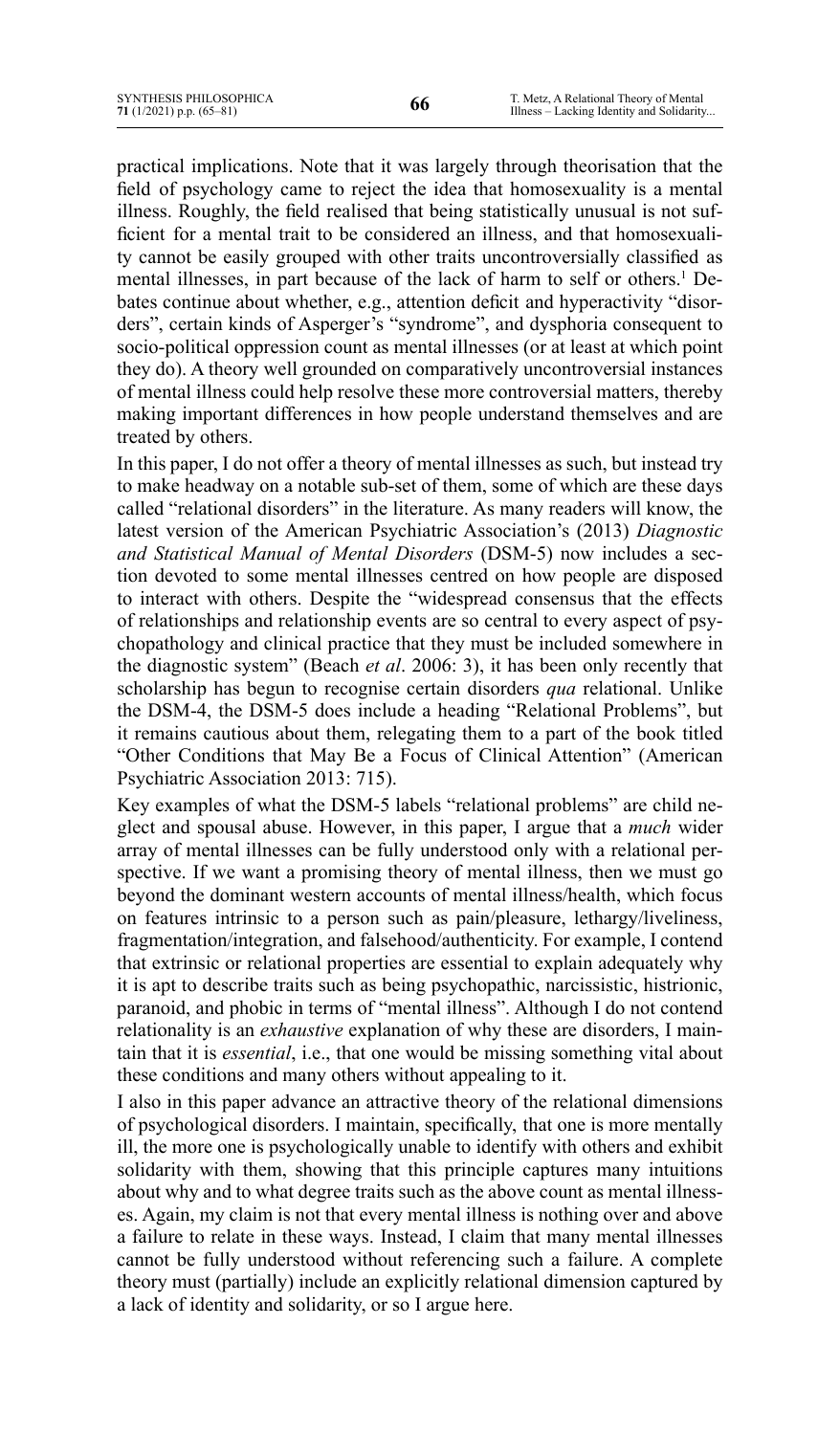practical implications. Note that it was largely through theorisation that the field of psychology came to reject the idea that homosexuality is a mental illness. Roughly, the field realised that being statistically unusual is not sufficient for a mental trait to be considered an illness, and that homosexuality cannot be easily grouped with other traits uncontroversially classified as mental illnesses, in part because of the lack of harm to self or others.[1] Debates continue about whether, e.g., attention deficit and hyperactivity "disorders", certain kinds of Asperger's "syndrome", and dysphoria consequent to socio-political oppression count as mental illnesses (or at least at which point they do). A theory well grounded on comparatively uncontroversial instances of mental illness could help resolve these more controversial matters, thereby making important differences in how people understand themselves and are treated by others.

In this paper, I do not offer a theory of mental illnesses as such, but instead try to make headway on a notable sub-set of them, some of which are these days called "relational disorders" in the literature. As many readers will know, the latest version of the American Psychiatric Association's (2013) *Diagnostic and Statistical Manual of Mental Disorders* (DSM-5) now includes a section devoted to some mental illnesses centred on how people are disposed to interact with others. Despite the "widespread consensus that the effects of relationships and relationship events are so central to every aspect of psychopathology and clinical practice that they must be included somewhere in the diagnostic system" (Beach *et al*. 2006: 3), it has been only recently that scholarship has begun to recognise certain disorders *qua* relational. Unlike the DSM-4, the DSM-5 does include a heading "Relational Problems", but it remains cautious about them, relegating them to a part of the book titled "Other Conditions that May Be a Focus of Clinical Attention" (American Psychiatric Association 2013: 715).

Key examples of what the DSM-5 labels "relational problems" are child neglect and spousal abuse. However, in this paper, I argue that a *much* wider array of mental illnesses can be fully understood only with a relational perspective. If we want a promising theory of mental illness, then we must go beyond the dominant western accounts of mental illness/health, which focus on features intrinsic to a person such as pain/pleasure, lethargy/liveliness, fragmentation/integration, and falsehood/authenticity. For example, I contend that extrinsic or relational properties are essential to explain adequately why it is apt to describe traits such as being psychopathic, narcissistic, histrionic, paranoid, and phobic in terms of "mental illness". Although I do not contend relationality is an *exhaustive* explanation of why these are disorders, I maintain that it is *essential*, i.e., that one would be missing something vital about these conditions and many others without appealing to it.

I also in this paper advance an attractive theory of the relational dimensions of psychological disorders. I maintain, specifically, that one is more mentally ill, the more one is psychologically unable to identify with others and exhibit solidarity with them, showing that this principle captures many intuitions about why and to what degree traits such as the above count as mental illnesses. Again, my claim is not that every mental illness is nothing over and above a failure to relate in these ways. Instead, I claim that many mental illnesses cannot be fully understood without referencing such a failure. A complete theory must (partially) include an explicitly relational dimension captured by a lack of identity and solidarity, or so I argue here.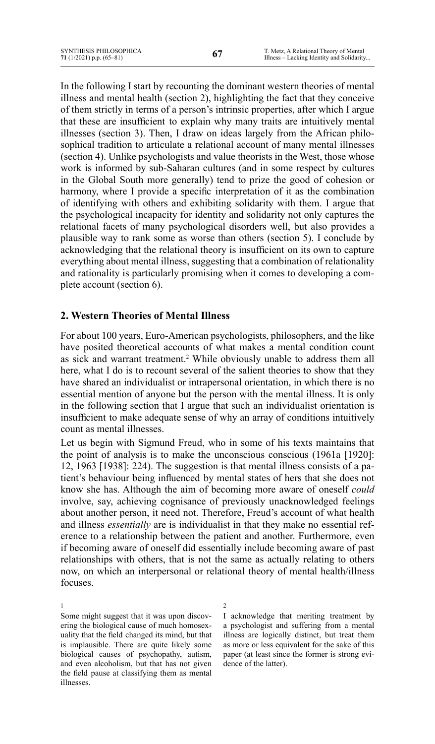In the following I start by recounting the dominant western theories of mental illness and mental health (section 2), highlighting the fact that they conceive of them strictly in terms of a person's intrinsic properties, after which I argue that these are insufficient to explain why many traits are intuitively mental illnesses (section 3). Then, I draw on ideas largely from the African philosophical tradition to articulate a relational account of many mental illnesses (section 4). Unlike psychologists and value theorists in the West, those whose work is informed by sub-Saharan cultures (and in some respect by cultures in the Global South more generally) tend to prize the good of cohesion or harmony, where I provide a specific interpretation of it as the combination of identifying with others and exhibiting solidarity with them. I argue that the psychological incapacity for identity and solidarity not only captures the relational facets of many psychological disorders well, but also provides a plausible way to rank some as worse than others (section 5). I conclude by acknowledging that the relational theory is insufficient on its own to capture everything about mental illness, suggesting that a combination of relationality and rationality is particularly promising when it comes to developing a complete account (section 6).

## 2. Western Theories of Mental Illness

For about 100 years, Euro-American psychologists, philosophers, and the like have posited theoretical accounts of what makes a mental condition count as sick and warrant treatment.[2] While obviously unable to address them all here, what I do is to recount several of the salient theories to show that they have shared an individualist or intrapersonal orientation, in which there is no essential mention of anyone but the person with the mental illness. It is only in the following section that I argue that such an individualist orientation is insufficient to make adequate sense of why an array of conditions intuitively count as mental illnesses.

Let us begin with Sigmund Freud, who in some of his texts maintains that the point of analysis is to make the unconscious conscious (1961a [1920]: 12, 1963 [1938]: 224). The suggestion is that mental illness consists of a patient's behaviour being influenced by mental states of hers that she does not know she has. Although the aim of becoming more aware of oneself *could* involve, say, achieving cognisance of previously unacknowledged feelings about another person, it need not. Therefore, Freud's account of what health and illness *essentially* are is individualist in that they make no essential reference to a relationship between the patient and another. Furthermore, even if becoming aware of oneself did essentially include becoming aware of past relationships with others, that is not the same as actually relating to others now, on which an interpersonal or relational theory of mental health/illness focuses.

---

[1] Some might suggest that it was upon discovering the biological cause of much homosexuality that the field changed its mind, but that is implausible. There are quite likely some biological causes of psychopathy, autism, and even alcoholism, but that has not given the field pause at classifying them as mental illnesses.

[2] I acknowledge that meriting treatment by a psychologist and suffering from a mental illness are logically distinct, but treat them as more or less equivalent for the sake of this paper (at least since the former is strong evidence of the latter).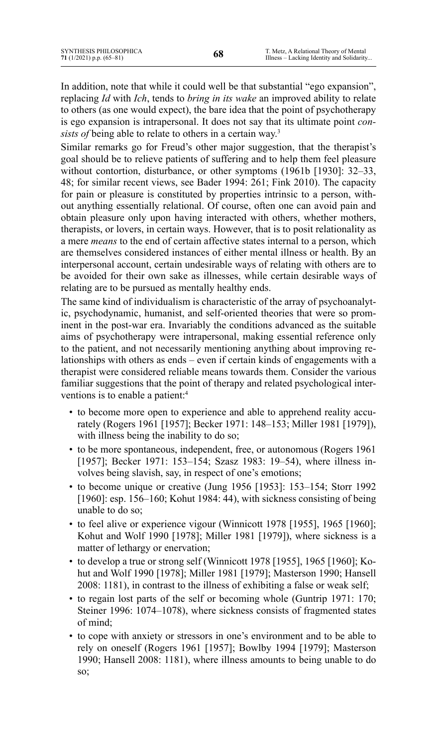In addition, note that while it could well be that substantial "ego expansion", replacing *Id* with *Ich*, tends to *bring in its wake* an improved ability to relate to others (as one would expect), the bare idea that the point of psychotherapy is ego expansion is intrapersonal. It does not say that its ultimate point *consists of* being able to relate to others in a certain way.[3]

Similar remarks go for Freud's other major suggestion, that the therapist's goal should be to relieve patients of suffering and to help them feel pleasure without contortion, disturbance, or other symptoms (1961b [1930]: 32–33, 48; for similar recent views, see Bader 1994: 261; Fink 2010). The capacity for pain or pleasure is constituted by properties intrinsic to a person, without anything essentially relational. Of course, often one can avoid pain and obtain pleasure only upon having interacted with others, whether mothers, therapists, or lovers, in certain ways. However, that is to posit relationality as a mere *means* to the end of certain affective states internal to a person, which are themselves considered instances of either mental illness or health. By an interpersonal account, certain undesirable ways of relating with others are to be avoided for their own sake as illnesses, while certain desirable ways of relating are to be pursued as mentally healthy ends.

The same kind of individualism is characteristic of the array of psychoanalytic, psychodynamic, humanist, and self-oriented theories that were so prominent in the post-war era. Invariably the conditions advanced as the suitable aims of psychotherapy were intrapersonal, making essential reference only to the patient, and not necessarily mentioning anything about improving relationships with others as ends – even if certain kinds of engagements with a therapist were considered reliable means towards them. Consider the various familiar suggestions that the point of therapy and related psychological interventions is to enable a patient:[4]

- to become more open to experience and able to apprehend reality accurately (Rogers 1961 [1957]; Becker 1971: 148–153; Miller 1981 [1979]), with illness being the inability to do so;
- to be more spontaneous, independent, free, or autonomous (Rogers 1961 [1957]; Becker 1971: 153–154; Szasz 1983: 19–54), where illness involves being slavish, say, in respect of one's emotions;
- to become unique or creative (Jung 1956 [1953]: 153–154; Storr 1992 [1960]: esp. 156–160; Kohut 1984: 44), with sickness consisting of being unable to do so;
- to feel alive or experience vigour (Winnicott 1978 [1955], 1965 [1960]; Kohut and Wolf 1990 [1978]; Miller 1981 [1979]), where sickness is a matter of lethargy or enervation;
- to develop a true or strong self (Winnicott 1978 [1955], 1965 [1960]; Kohut and Wolf 1990 [1978]; Miller 1981 [1979]; Masterson 1990; Hansell 2008: 1181), in contrast to the illness of exhibiting a false or weak self;
- to regain lost parts of the self or becoming whole (Guntrip 1971: 170; Steiner 1996: 1074–1078), where sickness consists of fragmented states of mind;
- to cope with anxiety or stressors in one's environment and to be able to rely on oneself (Rogers 1961 [1957]; Bowlby 1994 [1979]; Masterson 1990; Hansell 2008: 1181), where illness amounts to being unable to do so;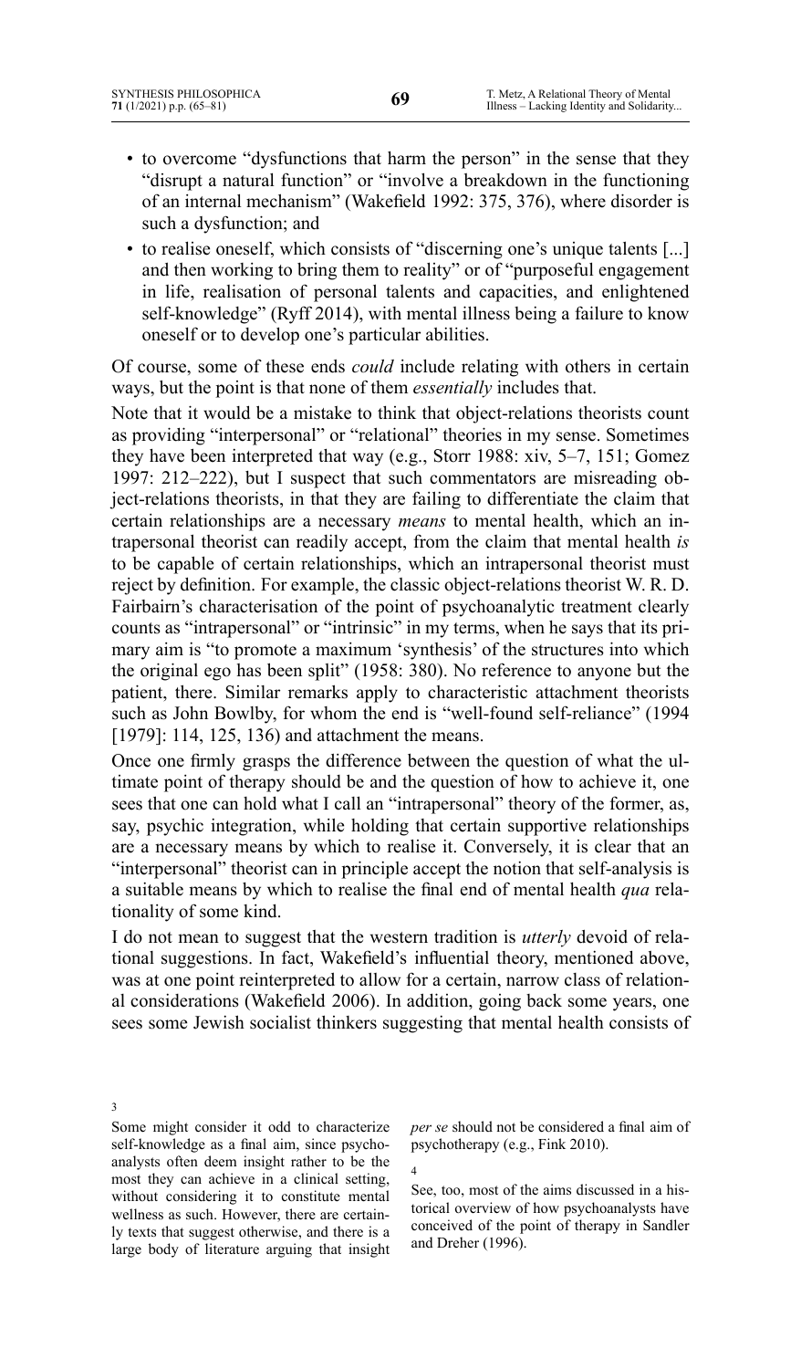- to overcome "dysfunctions that harm the person" in the sense that they "disrupt a natural function" or "involve a breakdown in the functioning of an internal mechanism" (Wakefield 1992: 375, 376), where disorder is such a dysfunction; and
- to realise oneself, which consists of "discerning one's unique talents [...] and then working to bring them to reality" or of "purposeful engagement in life, realisation of personal talents and capacities, and enlightened self-knowledge" (Ryff 2014), with mental illness being a failure to know oneself or to develop one's particular abilities.

Of course, some of these ends *could* include relating with others in certain ways, but the point is that none of them *essentially* includes that.

Note that it would be a mistake to think that object-relations theorists count as providing "interpersonal" or "relational" theories in my sense. Sometimes they have been interpreted that way (e.g., Storr 1988: xiv, 5–7, 151; Gomez 1997: 212–222), but I suspect that such commentators are misreading object-relations theorists, in that they are failing to differentiate the claim that certain relationships are a necessary *means* to mental health, which an intrapersonal theorist can readily accept, from the claim that mental health *is* to be capable of certain relationships, which an intrapersonal theorist must reject by definition. For example, the classic object-relations theorist W. R. D. Fairbairn's characterisation of the point of psychoanalytic treatment clearly counts as "intrapersonal" or "intrinsic" in my terms, when he says that its primary aim is "to promote a maximum 'synthesis' of the structures into which the original ego has been split" (1958: 380). No reference to anyone but the patient, there. Similar remarks apply to characteristic attachment theorists such as John Bowlby, for whom the end is "well-found self-reliance" (1994 [1979]: 114, 125, 136) and attachment the means.

Once one firmly grasps the difference between the question of what the ultimate point of therapy should be and the question of how to achieve it, one sees that one can hold what I call an "intrapersonal" theory of the former, as, say, psychic integration, while holding that certain supportive relationships are a necessary means by which to realise it. Conversely, it is clear that an "interpersonal" theorist can in principle accept the notion that self-analysis is a suitable means by which to realise the final end of mental health *qua* relationality of some kind.

I do not mean to suggest that the western tradition is *utterly* devoid of relational suggestions. In fact, Wakefield's influential theory, mentioned above, was at one point reinterpreted to allow for a certain, narrow class of relational considerations (Wakefield 2006). In addition, going back some years, one sees some Jewish socialist thinkers suggesting that mental health consists of

---

[3] Some might consider it odd to characterize self-knowledge as a final aim, since psychoanalysts often deem insight rather to be the most they can achieve in a clinical setting, without considering it to constitute mental wellness as such. However, there are certainly texts that suggest otherwise, and there is a large body of literature arguing that insight *per se* should not be considered a final aim of psychotherapy (e.g., Fink 2010).

[4] See, too, most of the aims discussed in a historical overview of how psychoanalysts have conceived of the point of therapy in Sandler and Dreher (1996).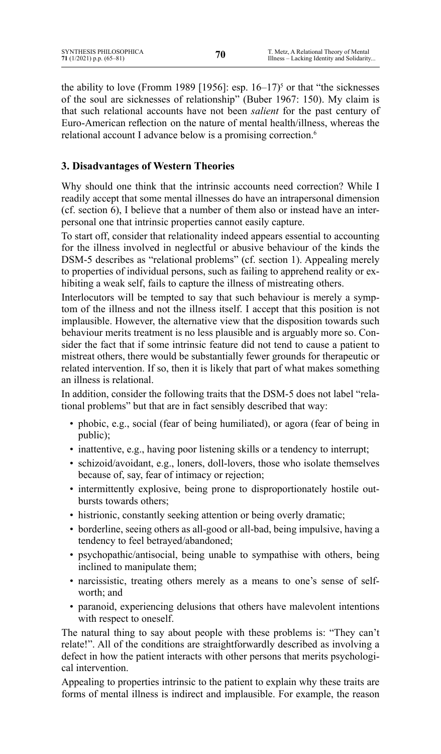the ability to love (Fromm 1989 [1956]: esp. 16–17)[5] or that "the sicknesses of the soul are sicknesses of relationship" (Buber 1967: 150). My claim is that such relational accounts have not been *salient* for the past century of Euro-American reflection on the nature of mental health/illness, whereas the relational account I advance below is a promising correction.[6]

## 3. Disadvantages of Western Theories

Why should one think that the intrinsic accounts need correction? While I readily accept that some mental illnesses do have an intrapersonal dimension (cf. section 6), I believe that a number of them also or instead have an interpersonal one that intrinsic properties cannot easily capture.

To start off, consider that relationality indeed appears essential to accounting for the illness involved in neglectful or abusive behaviour of the kinds the DSM-5 describes as "relational problems" (cf. section 1). Appealing merely to properties of individual persons, such as failing to apprehend reality or exhibiting a weak self, fails to capture the illness of mistreating others.

Interlocutors will be tempted to say that such behaviour is merely a symptom of the illness and not the illness itself. I accept that this position is not implausible. However, the alternative view that the disposition towards such behaviour merits treatment is no less plausible and is arguably more so. Consider the fact that if some intrinsic feature did not tend to cause a patient to mistreat others, there would be substantially fewer grounds for therapeutic or related intervention. If so, then it is likely that part of what makes something an illness is relational.

In addition, consider the following traits that the DSM-5 does not label "relational problems" but that are in fact sensibly described that way:

- phobic, e.g., social (fear of being humiliated), or agora (fear of being in public);
- inattentive, e.g., having poor listening skills or a tendency to interrupt;
- schizoid/avoidant, e.g., loners, doll-lovers, those who isolate themselves because of, say, fear of intimacy or rejection;
- intermittently explosive, being prone to disproportionately hostile outbursts towards others;
- histrionic, constantly seeking attention or being overly dramatic;
- borderline, seeing others as all-good or all-bad, being impulsive, having a tendency to feel betrayed/abandoned;
- psychopathic/antisocial, being unable to sympathise with others, being inclined to manipulate them;
- narcissistic, treating others merely as a means to one's sense of self-worth; and
- paranoid, experiencing delusions that others have malevolent intentions with respect to oneself.

The natural thing to say about people with these problems is: "They can't relate!". All of the conditions are straightforwardly described as involving a defect in how the patient interacts with other persons that merits psychological intervention.

Appealing to properties intrinsic to the patient to explain why these traits are forms of mental illness is indirect and implausible. For example, the reason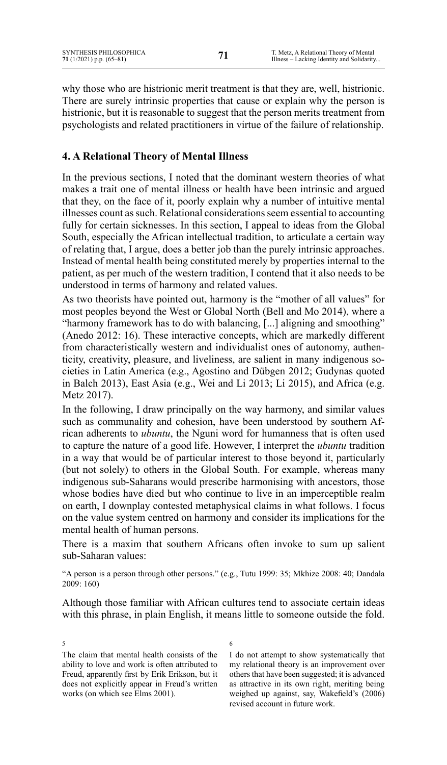why those who are histrionic merit treatment is that they are, well, histrionic. There are surely intrinsic properties that cause or explain why the person is histrionic, but it is reasonable to suggest that the person merits treatment from psychologists and related practitioners in virtue of the failure of relationship.

## 4. A Relational Theory of Mental Illness

In the previous sections, I noted that the dominant western theories of what makes a trait one of mental illness or health have been intrinsic and argued that they, on the face of it, poorly explain why a number of intuitive mental illnesses count as such. Relational considerations seem essential to accounting fully for certain sicknesses. In this section, I appeal to ideas from the Global South, especially the African intellectual tradition, to articulate a certain way of relating that, I argue, does a better job than the purely intrinsic approaches. Instead of mental health being constituted merely by properties internal to the patient, as per much of the western tradition, I contend that it also needs to be understood in terms of harmony and related values.

As two theorists have pointed out, harmony is the "mother of all values" for most peoples beyond the West or Global North (Bell and Mo 2014), where a "harmony framework has to do with balancing, [...] aligning and smoothing" (Anedo 2012: 16). These interactive concepts, which are markedly different from characteristically western and individualist ones of autonomy, authenticity, creativity, pleasure, and liveliness, are salient in many indigenous societies in Latin America (e.g., Agostino and Dübgen 2012; Gudynas quoted in Balch 2013), East Asia (e.g., Wei and Li 2013; Li 2015), and Africa (e.g. Metz 2017).

In the following, I draw principally on the way harmony, and similar values such as communality and cohesion, have been understood by southern African adherents to *ubuntu*, the Nguni word for humanness that is often used to capture the nature of a good life. However, I interpret the *ubuntu* tradition in a way that would be of particular interest to those beyond it, particularly (but not solely) to others in the Global South. For example, whereas many indigenous sub-Saharans would prescribe harmonising with ancestors, those whose bodies have died but who continue to live in an imperceptible realm on earth, I downplay contested metaphysical claims in what follows. I focus on the value system centred on harmony and consider its implications for the mental health of human persons.

There is a maxim that southern Africans often invoke to sum up salient sub-Saharan values:

> "A person is a person through other persons." (e.g., Tutu 1999: 35; Mkhize 2008: 40; Dandala 2009: 160)

Although those familiar with African cultures tend to associate certain ideas with this phrase, in plain English, it means little to someone outside the fold.

---

5 The claim that mental health consists of the ability to love and work is often attributed to Freud, apparently first by Erik Erikson, but it does not explicitly appear in Freud's written works (on which see Elms 2001).

6 I do not attempt to show systematically that my relational theory is an improvement over others that have been suggested; it is advanced as attractive in its own right, meriting being weighed up against, say, Wakefield's (2006) revised account in future work.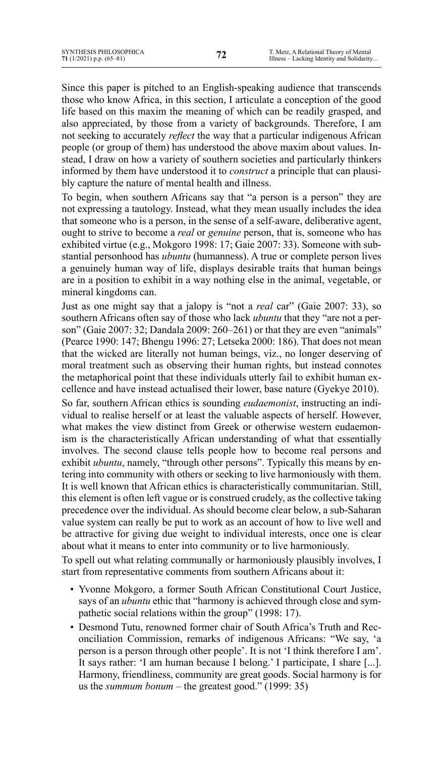Since this paper is pitched to an English-speaking audience that transcends those who know Africa, in this section, I articulate a conception of the good life based on this maxim the meaning of which can be readily grasped, and also appreciated, by those from a variety of backgrounds. Therefore, I am not seeking to accurately *reflect* the way that a particular indigenous African people (or group of them) has understood the above maxim about values. Instead, I draw on how a variety of southern societies and particularly thinkers informed by them have understood it to *construct* a principle that can plausibly capture the nature of mental health and illness.

To begin, when southern Africans say that "a person is a person" they are not expressing a tautology. Instead, what they mean usually includes the idea that someone who is a person, in the sense of a self-aware, deliberative agent, ought to strive to become a *real* or *genuine* person, that is, someone who has exhibited virtue (e.g., Mokgoro 1998: 17; Gaie 2007: 33). Someone with substantial personhood has *ubuntu* (humanness). A true or complete person lives a genuinely human way of life, displays desirable traits that human beings are in a position to exhibit in a way nothing else in the animal, vegetable, or mineral kingdoms can.

Just as one might say that a jalopy is "not a *real* car" (Gaie 2007: 33), so southern Africans often say of those who lack *ubuntu* that they "are not a person" (Gaie 2007: 32; Dandala 2009: 260–261) or that they are even "animals" (Pearce 1990: 147; Bhengu 1996: 27; Letseka 2000: 186). That does not mean that the wicked are literally not human beings, viz., no longer deserving of moral treatment such as observing their human rights, but instead connotes the metaphorical point that these individuals utterly fail to exhibit human excellence and have instead actualised their lower, base nature (Gyekye 2010).

So far, southern African ethics is sounding *eudaemonist*, instructing an individual to realise herself or at least the valuable aspects of herself. However, what makes the view distinct from Greek or otherwise western eudaemonism is the characteristically African understanding of what that essentially involves. The second clause tells people how to become real persons and exhibit *ubuntu*, namely, "through other persons". Typically this means by entering into community with others or seeking to live harmoniously with them. It is well known that African ethics is characteristically communitarian. Still, this element is often left vague or is construed crudely, as the collective taking precedence over the individual. As should become clear below, a sub-Saharan value system can really be put to work as an account of how to live well and be attractive for giving due weight to individual interests, once one is clear about what it means to enter into community or to live harmoniously.

To spell out what relating communally or harmoniously plausibly involves, I start from representative comments from southern Africans about it:

- Yvonne Mokgoro, a former South African Constitutional Court Justice, says of an *ubuntu* ethic that "harmony is achieved through close and sympathetic social relations within the group" (1998: 17).
- Desmond Tutu, renowned former chair of South Africa's Truth and Reconciliation Commission, remarks of indigenous Africans: "We say, 'a person is a person through other people'. It is not 'I think therefore I am'. It says rather: 'I am human because I belong.' I participate, I share [...]. Harmony, friendliness, community are great goods. Social harmony is for us the *summum bonum* – the greatest good." (1999: 35)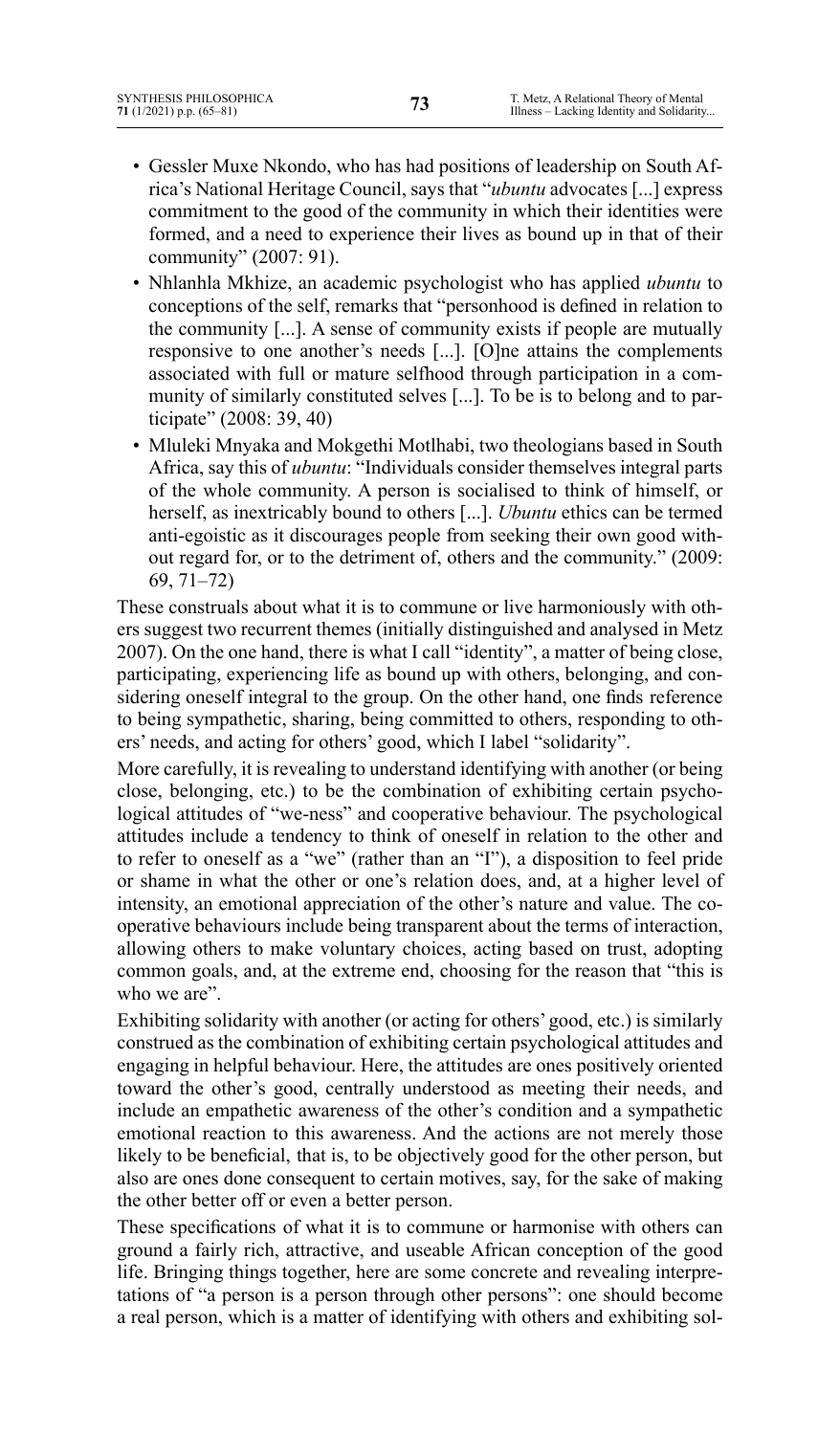- Gessler Muxe Nkondo, who has had positions of leadership on South Africa's National Heritage Council, says that "*ubuntu* advocates [...] express commitment to the good of the community in which their identities were formed, and a need to experience their lives as bound up in that of their community" (2007: 91).
- Nhlanhla Mkhize, an academic psychologist who has applied *ubuntu* to conceptions of the self, remarks that "personhood is defined in relation to the community [...]. A sense of community exists if people are mutually responsive to one another's needs [...]. [O]ne attains the complements associated with full or mature selfhood through participation in a community of similarly constituted selves [...]. To be is to belong and to participate" (2008: 39, 40)
- Mluleki Mnyaka and Mokgethi Motlhabi, two theologians based in South Africa, say this of *ubuntu*: "Individuals consider themselves integral parts of the whole community. A person is socialised to think of himself, or herself, as inextricably bound to others [...]. *Ubuntu* ethics can be termed anti-egoistic as it discourages people from seeking their own good without regard for, or to the detriment of, others and the community." (2009: 69, 71–72)

These construals about what it is to commune or live harmoniously with others suggest two recurrent themes (initially distinguished and analysed in Metz 2007). On the one hand, there is what I call "identity", a matter of being close, participating, experiencing life as bound up with others, belonging, and considering oneself integral to the group. On the other hand, one finds reference to being sympathetic, sharing, being committed to others, responding to others' needs, and acting for others' good, which I label "solidarity".

More carefully, it is revealing to understand identifying with another (or being close, belonging, etc.) to be the combination of exhibiting certain psychological attitudes of "we-ness" and cooperative behaviour. The psychological attitudes include a tendency to think of oneself in relation to the other and to refer to oneself as a "we" (rather than an "I"), a disposition to feel pride or shame in what the other or one's relation does, and, at a higher level of intensity, an emotional appreciation of the other's nature and value. The cooperative behaviours include being transparent about the terms of interaction, allowing others to make voluntary choices, acting based on trust, adopting common goals, and, at the extreme end, choosing for the reason that "this is who we are".

Exhibiting solidarity with another (or acting for others' good, etc.) is similarly construed as the combination of exhibiting certain psychological attitudes and engaging in helpful behaviour. Here, the attitudes are ones positively oriented toward the other's good, centrally understood as meeting their needs, and include an empathetic awareness of the other's condition and a sympathetic emotional reaction to this awareness. And the actions are not merely those likely to be beneficial, that is, to be objectively good for the other person, but also are ones done consequent to certain motives, say, for the sake of making the other better off or even a better person.

These specifications of what it is to commune or harmonise with others can ground a fairly rich, attractive, and useable African conception of the good life. Bringing things together, here are some concrete and revealing interpretations of "a person is a person through other persons": one should become a real person, which is a matter of identifying with others and exhibiting sol-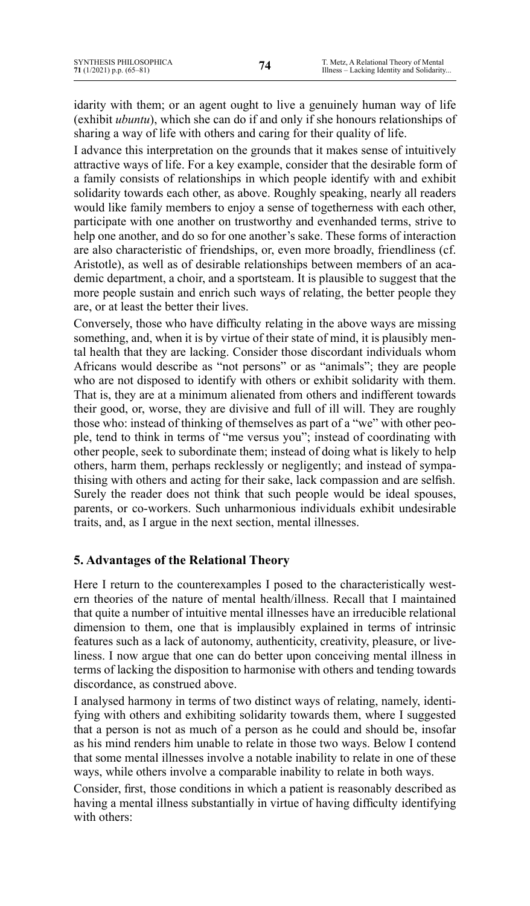idarity with them; or an agent ought to live a genuinely human way of life (exhibit *ubuntu*), which she can do if and only if she honours relationships of sharing a way of life with others and caring for their quality of life.

I advance this interpretation on the grounds that it makes sense of intuitively attractive ways of life. For a key example, consider that the desirable form of a family consists of relationships in which people identify with and exhibit solidarity towards each other, as above. Roughly speaking, nearly all readers would like family members to enjoy a sense of togetherness with each other, participate with one another on trustworthy and evenhanded terms, strive to help one another, and do so for one another's sake. These forms of interaction are also characteristic of friendships, or, even more broadly, friendliness (cf. Aristotle), as well as of desirable relationships between members of an academic department, a choir, and a sportsteam. It is plausible to suggest that the more people sustain and enrich such ways of relating, the better people they are, or at least the better their lives.

Conversely, those who have difficulty relating in the above ways are missing something, and, when it is by virtue of their state of mind, it is plausibly mental health that they are lacking. Consider those discordant individuals whom Africans would describe as "not persons" or as "animals"; they are people who are not disposed to identify with others or exhibit solidarity with them. That is, they are at a minimum alienated from others and indifferent towards their good, or, worse, they are divisive and full of ill will. They are roughly those who: instead of thinking of themselves as part of a "we" with other people, tend to think in terms of "me versus you"; instead of coordinating with other people, seek to subordinate them; instead of doing what is likely to help others, harm them, perhaps recklessly or negligently; and instead of sympathising with others and acting for their sake, lack compassion and are selfish. Surely the reader does not think that such people would be ideal spouses, parents, or co-workers. Such unharmonious individuals exhibit undesirable traits, and, as I argue in the next section, mental illnesses.

## 5. Advantages of the Relational Theory

Here I return to the counterexamples I posed to the characteristically western theories of the nature of mental health/illness. Recall that I maintained that quite a number of intuitive mental illnesses have an irreducible relational dimension to them, one that is implausibly explained in terms of intrinsic features such as a lack of autonomy, authenticity, creativity, pleasure, or liveliness. I now argue that one can do better upon conceiving mental illness in terms of lacking the disposition to harmonise with others and tending towards discordance, as construed above.

I analysed harmony in terms of two distinct ways of relating, namely, identifying with others and exhibiting solidarity towards them, where I suggested that a person is not as much of a person as he could and should be, insofar as his mind renders him unable to relate in those two ways. Below I contend that some mental illnesses involve a notable inability to relate in one of these ways, while others involve a comparable inability to relate in both ways.

Consider, first, those conditions in which a patient is reasonably described as having a mental illness substantially in virtue of having difficulty identifying with others: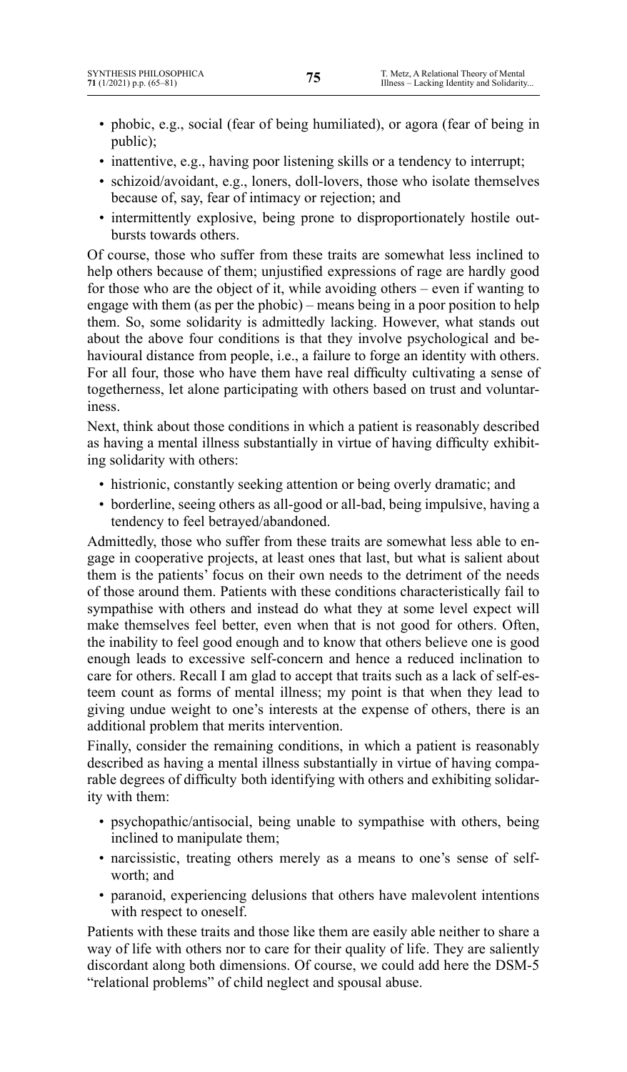- phobic, e.g., social (fear of being humiliated), or agora (fear of being in public);
- inattentive, e.g., having poor listening skills or a tendency to interrupt;
- schizoid/avoidant, e.g., loners, doll-lovers, those who isolate themselves because of, say, fear of intimacy or rejection; and
- intermittently explosive, being prone to disproportionately hostile outbursts towards others.

Of course, those who suffer from these traits are somewhat less inclined to help others because of them; unjustified expressions of rage are hardly good for those who are the object of it, while avoiding others – even if wanting to engage with them (as per the phobic) – means being in a poor position to help them. So, some solidarity is admittedly lacking. However, what stands out about the above four conditions is that they involve psychological and behavioural distance from people, i.e., a failure to forge an identity with others. For all four, those who have them have real difficulty cultivating a sense of togetherness, let alone participating with others based on trust and voluntariness.

Next, think about those conditions in which a patient is reasonably described as having a mental illness substantially in virtue of having difficulty exhibiting solidarity with others:

- histrionic, constantly seeking attention or being overly dramatic; and
- borderline, seeing others as all-good or all-bad, being impulsive, having a tendency to feel betrayed/abandoned.

Admittedly, those who suffer from these traits are somewhat less able to engage in cooperative projects, at least ones that last, but what is salient about them is the patients' focus on their own needs to the detriment of the needs of those around them. Patients with these conditions characteristically fail to sympathise with others and instead do what they at some level expect will make themselves feel better, even when that is not good for others. Often, the inability to feel good enough and to know that others believe one is good enough leads to excessive self-concern and hence a reduced inclination to care for others. Recall I am glad to accept that traits such as a lack of self-esteem count as forms of mental illness; my point is that when they lead to giving undue weight to one's interests at the expense of others, there is an additional problem that merits intervention.

Finally, consider the remaining conditions, in which a patient is reasonably described as having a mental illness substantially in virtue of having comparable degrees of difficulty both identifying with others and exhibiting solidarity with them:

- psychopathic/antisocial, being unable to sympathise with others, being inclined to manipulate them;
- narcissistic, treating others merely as a means to one's sense of self-worth; and
- paranoid, experiencing delusions that others have malevolent intentions with respect to oneself.

Patients with these traits and those like them are easily able neither to share a way of life with others nor to care for their quality of life. They are saliently discordant along both dimensions. Of course, we could add here the DSM-5 "relational problems" of child neglect and spousal abuse.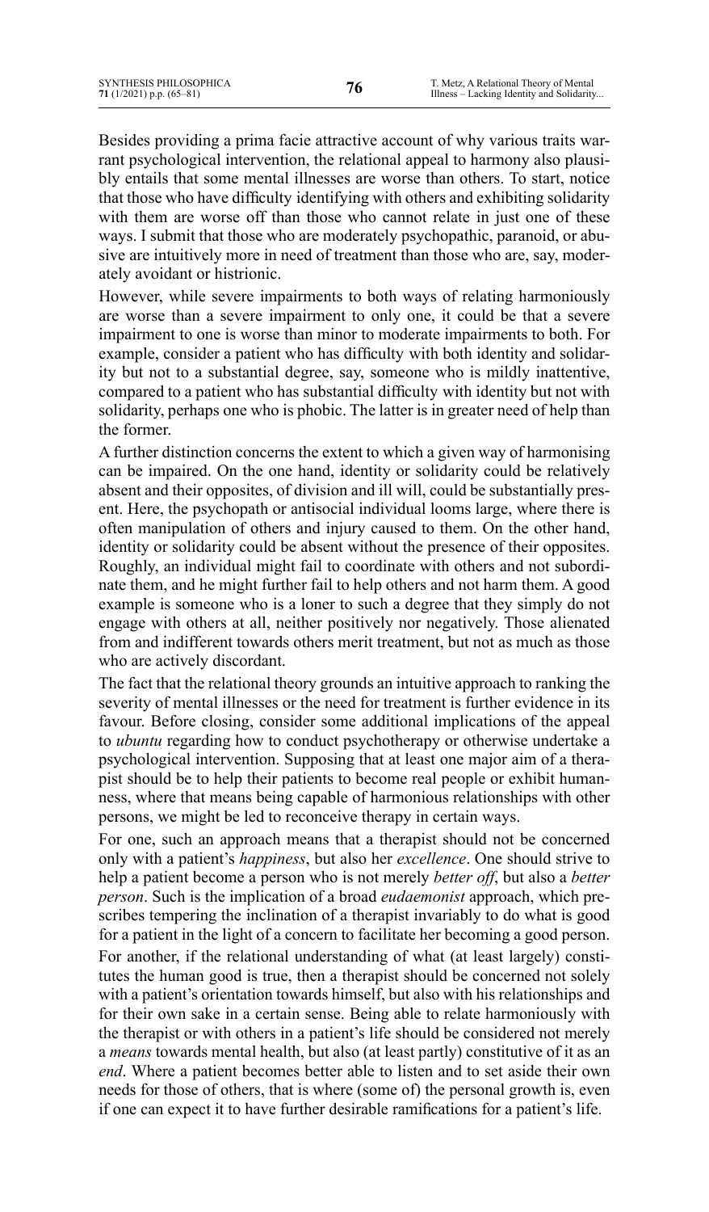Besides providing a prima facie attractive account of why various traits warrant psychological intervention, the relational appeal to harmony also plausibly entails that some mental illnesses are worse than others. To start, notice that those who have difficulty identifying with others and exhibiting solidarity with them are worse off than those who cannot relate in just one of these ways. I submit that those who are moderately psychopathic, paranoid, or abusive are intuitively more in need of treatment than those who are, say, moderately avoidant or histrionic.

However, while severe impairments to both ways of relating harmoniously are worse than a severe impairment to only one, it could be that a severe impairment to one is worse than minor to moderate impairments to both. For example, consider a patient who has difficulty with both identity and solidarity but not to a substantial degree, say, someone who is mildly inattentive, compared to a patient who has substantial difficulty with identity but not with solidarity, perhaps one who is phobic. The latter is in greater need of help than the former.

A further distinction concerns the extent to which a given way of harmonising can be impaired. On the one hand, identity or solidarity could be relatively absent and their opposites, of division and ill will, could be substantially present. Here, the psychopath or antisocial individual looms large, where there is often manipulation of others and injury caused to them. On the other hand, identity or solidarity could be absent without the presence of their opposites. Roughly, an individual might fail to coordinate with others and not subordinate them, and he might further fail to help others and not harm them. A good example is someone who is a loner to such a degree that they simply do not engage with others at all, neither positively nor negatively. Those alienated from and indifferent towards others merit treatment, but not as much as those who are actively discordant.

The fact that the relational theory grounds an intuitive approach to ranking the severity of mental illnesses or the need for treatment is further evidence in its favour. Before closing, consider some additional implications of the appeal to *ubuntu* regarding how to conduct psychotherapy or otherwise undertake a psychological intervention. Supposing that at least one major aim of a therapist should be to help their patients to become real people or exhibit humanness, where that means being capable of harmonious relationships with other persons, we might be led to reconceive therapy in certain ways.

For one, such an approach means that a therapist should not be concerned only with a patient's *happiness*, but also her *excellence*. One should strive to help a patient become a person who is not merely *better off*, but also a *better person*. Such is the implication of a broad *eudaemonist* approach, which prescribes tempering the inclination of a therapist invariably to do what is good for a patient in the light of a concern to facilitate her becoming a good person.

For another, if the relational understanding of what (at least largely) constitutes the human good is true, then a therapist should be concerned not solely with a patient's orientation towards himself, but also with his relationships and for their own sake in a certain sense. Being able to relate harmoniously with the therapist or with others in a patient's life should be considered not merely a *means* towards mental health, but also (at least partly) constitutive of it as an *end*. Where a patient becomes better able to listen and to set aside their own needs for those of others, that is where (some of) the personal growth is, even if one can expect it to have further desirable ramifications for a patient's life.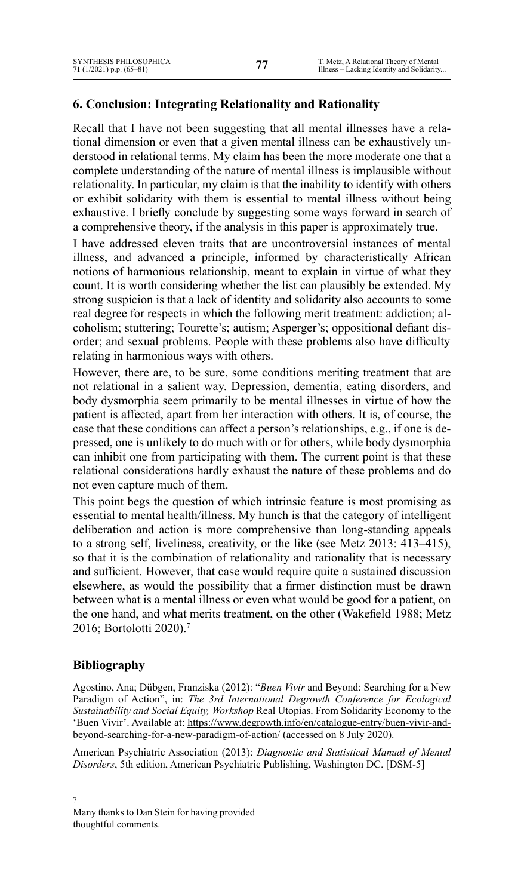## 6. Conclusion: Integrating Relationality and Rationality

Recall that I have not been suggesting that all mental illnesses have a relational dimension or even that a given mental illness can be exhaustively understood in relational terms. My claim has been the more moderate one that a complete understanding of the nature of mental illness is implausible without relationality. In particular, my claim is that the inability to identify with others or exhibit solidarity with them is essential to mental illness without being exhaustive. I briefly conclude by suggesting some ways forward in search of a comprehensive theory, if the analysis in this paper is approximately true.

I have addressed eleven traits that are uncontroversial instances of mental illness, and advanced a principle, informed by characteristically African notions of harmonious relationship, meant to explain in virtue of what they count. It is worth considering whether the list can plausibly be extended. My strong suspicion is that a lack of identity and solidarity also accounts to some real degree for respects in which the following merit treatment: addiction; alcoholism; stuttering; Tourette's; autism; Asperger's; oppositional defiant disorder; and sexual problems. People with these problems also have difficulty relating in harmonious ways with others.

However, there are, to be sure, some conditions meriting treatment that are not relational in a salient way. Depression, dementia, eating disorders, and body dysmorphia seem primarily to be mental illnesses in virtue of how the patient is affected, apart from her interaction with others. It is, of course, the case that these conditions can affect a person's relationships, e.g., if one is depressed, one is unlikely to do much with or for others, while body dysmorphia can inhibit one from participating with them. The current point is that these relational considerations hardly exhaust the nature of these problems and do not even capture much of them.

This point begs the question of which intrinsic feature is most promising as essential to mental health/illness. My hunch is that the category of intelligent deliberation and action is more comprehensive than long-standing appeals to a strong self, liveliness, creativity, or the like (see Metz 2013: 413–415), so that it is the combination of relationality and rationality that is necessary and sufficient. However, that case would require quite a sustained discussion elsewhere, as would the possibility that a firmer distinction must be drawn between what is a mental illness or even what would be good for a patient, on the one hand, and what merits treatment, on the other (Wakefield 1988; Metz 2016; Bortolotti 2020).[7]

## Bibliography

Agostino, Ana; Dübgen, Franziska (2012): "*Buen Vivir* and Beyond: Searching for a New Paradigm of Action", in: *The 3rd International Degrowth Conference for Ecological Sustainability and Social Equity, Workshop* Real Utopias. From Solidarity Economy to the 'Buen Vivir'. Available at: https://www.degrowth.info/en/catalogue-entry/buen-vivir-and-beyond-searching-for-a-new-paradigm-of-action/ (accessed on 8 July 2020).

American Psychiatric Association (2013): *Diagnostic and Statistical Manual of Mental Disorders*, 5th edition, American Psychiatric Publishing, Washington DC. [DSM-5]

[7] Many thanks to Dan Stein for having provided thoughtful comments.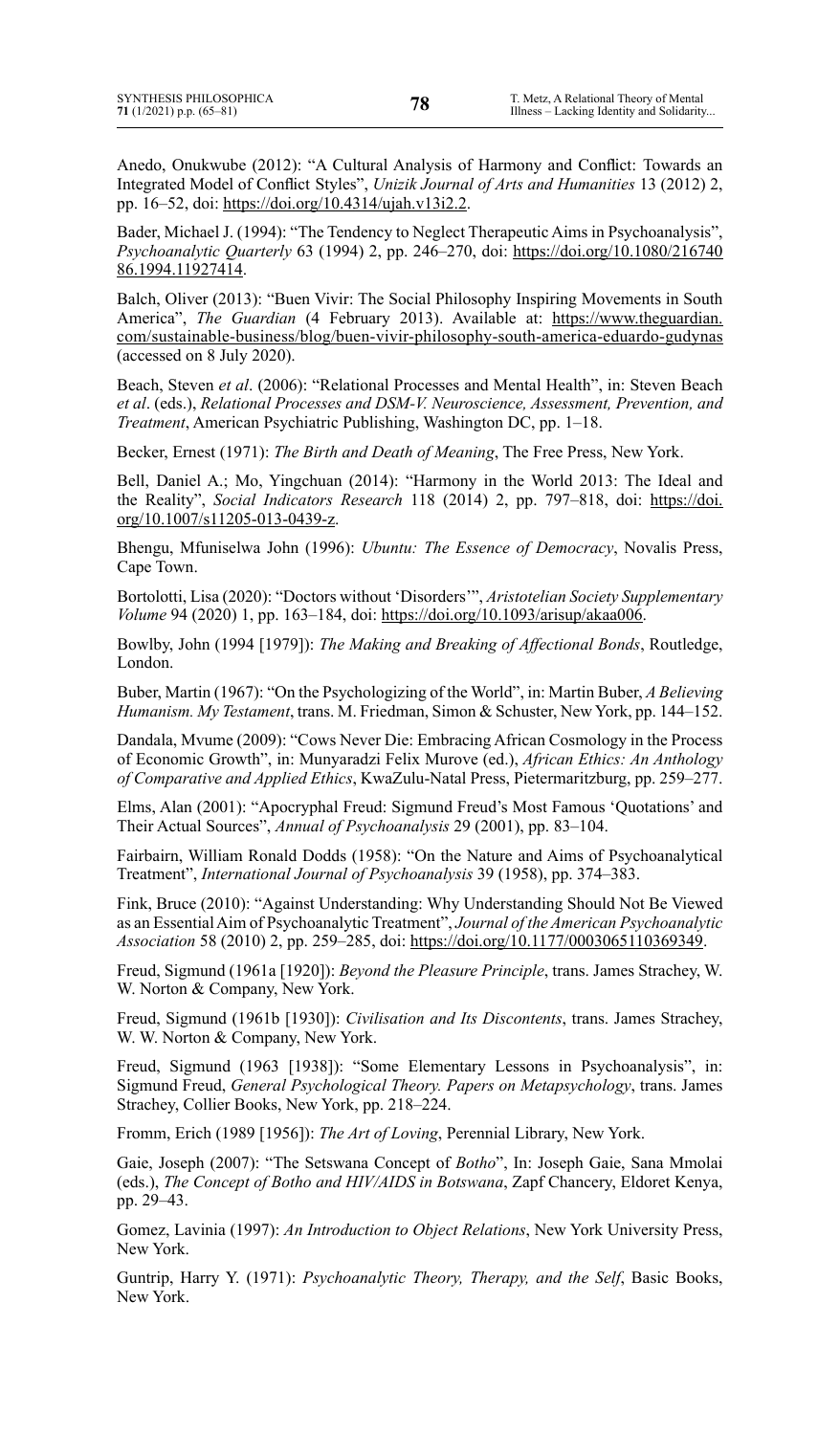Anedo, Onukwube (2012): "A Cultural Analysis of Harmony and Conflict: Towards an Integrated Model of Conflict Styles", *Unizik Journal of Arts and Humanities* 13 (2012) 2, pp. 16–52, doi: https://doi.org/10.4314/ujah.v13i2.2.

Bader, Michael J. (1994): "The Tendency to Neglect Therapeutic Aims in Psychoanalysis", *Psychoanalytic Quarterly* 63 (1994) 2, pp. 246–270, doi: https://doi.org/10.1080/21674086.1994.11927414.

Balch, Oliver (2013): "Buen Vivir: The Social Philosophy Inspiring Movements in South America", *The Guardian* (4 February 2013). Available at: https://www.theguardian.com/sustainable-business/blog/buen-vivir-philosophy-south-america-eduardo-gudynas (accessed on 8 July 2020).

Beach, Steven *et al*. (2006): "Relational Processes and Mental Health", in: Steven Beach *et al*. (eds.), *Relational Processes and DSM-V. Neuroscience, Assessment, Prevention, and Treatment*, American Psychiatric Publishing, Washington DC, pp. 1–18.

Becker, Ernest (1971): *The Birth and Death of Meaning*, The Free Press, New York.

Bell, Daniel A.; Mo, Yingchuan (2014): "Harmony in the World 2013: The Ideal and the Reality", *Social Indicators Research* 118 (2014) 2, pp. 797–818, doi: https://doi.org/10.1007/s11205-013-0439-z.

Bhengu, Mfuniselwa John (1996): *Ubuntu: The Essence of Democracy*, Novalis Press, Cape Town.

Bortolotti, Lisa (2020): "Doctors without 'Disorders'", *Aristotelian Society Supplementary Volume* 94 (2020) 1, pp. 163–184, doi: https://doi.org/10.1093/arisup/akaa006.

Bowlby, John (1994 [1979]): *The Making and Breaking of Affectional Bonds*, Routledge, London.

Buber, Martin (1967): "On the Psychologizing of the World", in: Martin Buber, *A Believing Humanism. My Testament*, trans. M. Friedman, Simon & Schuster, New York, pp. 144–152.

Dandala, Mvume (2009): "Cows Never Die: Embracing African Cosmology in the Process of Economic Growth", in: Munyaradzi Felix Murove (ed.), *African Ethics: An Anthology of Comparative and Applied Ethics*, KwaZulu-Natal Press, Pietermaritzburg, pp. 259–277.

Elms, Alan (2001): "Apocryphal Freud: Sigmund Freud's Most Famous 'Quotations' and Their Actual Sources", *Annual of Psychoanalysis* 29 (2001), pp. 83–104.

Fairbairn, William Ronald Dodds (1958): "On the Nature and Aims of Psychoanalytical Treatment", *International Journal of Psychoanalysis* 39 (1958), pp. 374–383.

Fink, Bruce (2010): "Against Understanding: Why Understanding Should Not Be Viewed as an Essential Aim of Psychoanalytic Treatment", *Journal of the American Psychoanalytic Association* 58 (2010) 2, pp. 259–285, doi: https://doi.org/10.1177/0003065110369349.

Freud, Sigmund (1961a [1920]): *Beyond the Pleasure Principle*, trans. James Strachey, W. W. Norton & Company, New York.

Freud, Sigmund (1961b [1930]): *Civilisation and Its Discontents*, trans. James Strachey, W. W. Norton & Company, New York.

Freud, Sigmund (1963 [1938]): "Some Elementary Lessons in Psychoanalysis", in: Sigmund Freud, *General Psychological Theory. Papers on Metapsychology*, trans. James Strachey, Collier Books, New York, pp. 218–224.

Fromm, Erich (1989 [1956]): *The Art of Loving*, Perennial Library, New York.

Gaie, Joseph (2007): "The Setswana Concept of *Botho*", In: Joseph Gaie, Sana Mmolai (eds.), *The Concept of Botho and HIV/AIDS in Botswana*, Zapf Chancery, Eldoret Kenya, pp. 29–43.

Gomez, Lavinia (1997): *An Introduction to Object Relations*, New York University Press, New York.

Guntrip, Harry Y. (1971): *Psychoanalytic Theory, Therapy, and the Self*, Basic Books, New York.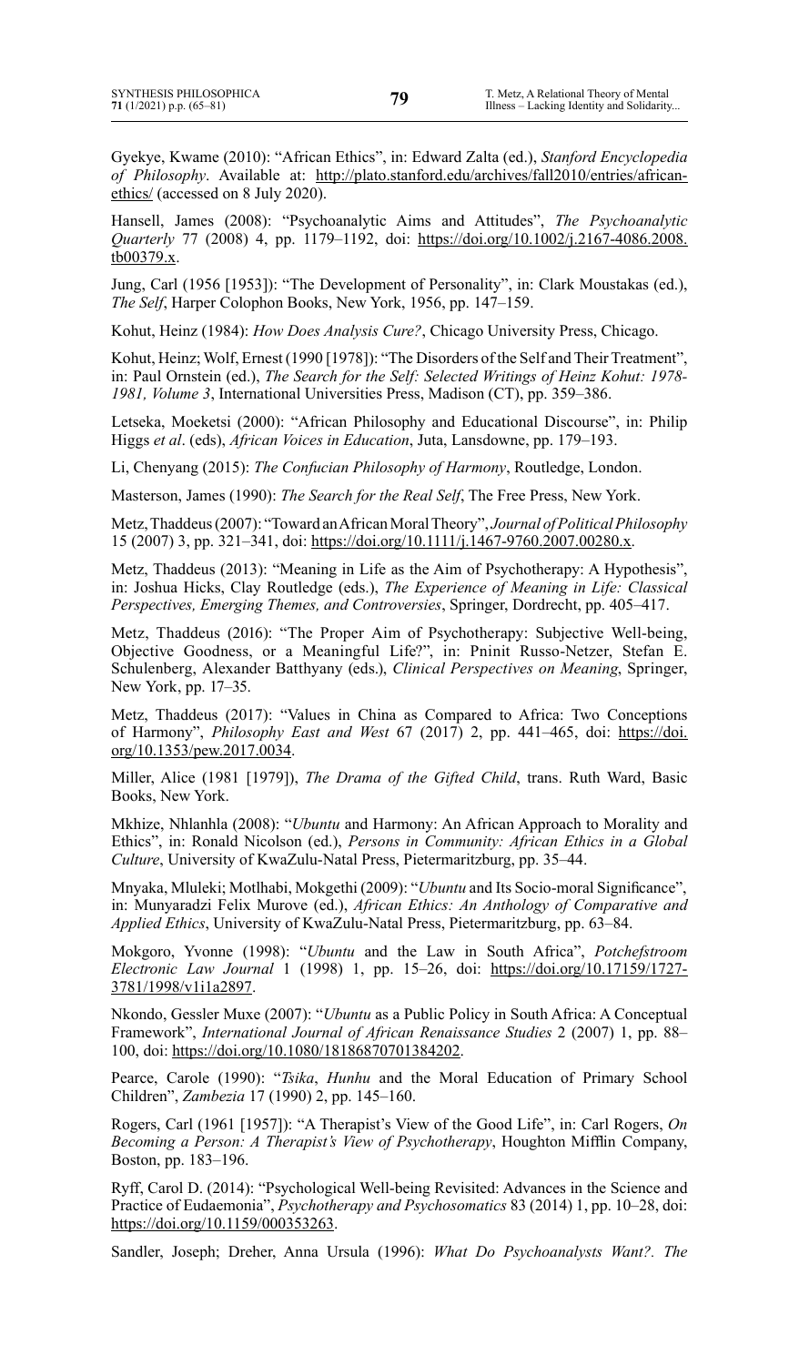Gyekye, Kwame (2010): "African Ethics", in: Edward Zalta (ed.), *Stanford Encyclopedia of Philosophy*. Available at: http://plato.stanford.edu/archives/fall2010/entries/african-ethics/ (accessed on 8 July 2020).

Hansell, James (2008): "Psychoanalytic Aims and Attitudes", *The Psychoanalytic Quarterly* 77 (2008) 4, pp. 1179–1192, doi: https://doi.org/10.1002/j.2167-4086.2008.tb00379.x.

Jung, Carl (1956 [1953]): "The Development of Personality", in: Clark Moustakas (ed.), *The Self*, Harper Colophon Books, New York, 1956, pp. 147–159.

Kohut, Heinz (1984): *How Does Analysis Cure?*, Chicago University Press, Chicago.

Kohut, Heinz; Wolf, Ernest (1990 [1978]): "The Disorders of the Self and Their Treatment", in: Paul Ornstein (ed.), *The Search for the Self: Selected Writings of Heinz Kohut: 1978-1981, Volume 3*, International Universities Press, Madison (CT), pp. 359–386.

Letseka, Moeketsi (2000): "African Philosophy and Educational Discourse", in: Philip Higgs *et al*. (eds), *African Voices in Education*, Juta, Lansdowne, pp. 179–193.

Li, Chenyang (2015): *The Confucian Philosophy of Harmony*, Routledge, London.

Masterson, James (1990): *The Search for the Real Self*, The Free Press, New York.

Metz, Thaddeus (2007): "Toward an African Moral Theory", *Journal of Political Philosophy* 15 (2007) 3, pp. 321–341, doi: https://doi.org/10.1111/j.1467-9760.2007.00280.x.

Metz, Thaddeus (2013): "Meaning in Life as the Aim of Psychotherapy: A Hypothesis", in: Joshua Hicks, Clay Routledge (eds.), *The Experience of Meaning in Life: Classical Perspectives, Emerging Themes, and Controversies*, Springer, Dordrecht, pp. 405–417.

Metz, Thaddeus (2016): "The Proper Aim of Psychotherapy: Subjective Well-being, Objective Goodness, or a Meaningful Life?", in: Pninit Russo-Netzer, Stefan E. Schulenberg, Alexander Batthyany (eds.), *Clinical Perspectives on Meaning*, Springer, New York, pp. 17–35.

Metz, Thaddeus (2017): "Values in China as Compared to Africa: Two Conceptions of Harmony", *Philosophy East and West* 67 (2017) 2, pp. 441–465, doi: https://doi.org/10.1353/pew.2017.0034.

Miller, Alice (1981 [1979]), *The Drama of the Gifted Child*, trans. Ruth Ward, Basic Books, New York.

Mkhize, Nhlanhla (2008): "*Ubuntu* and Harmony: An African Approach to Morality and Ethics", in: Ronald Nicolson (ed.), *Persons in Community: African Ethics in a Global Culture*, University of KwaZulu-Natal Press, Pietermaritzburg, pp. 35–44.

Mnyaka, Mluleki; Motlhabi, Mokgethi (2009): "*Ubuntu* and Its Socio-moral Significance", in: Munyaradzi Felix Murove (ed.), *African Ethics: An Anthology of Comparative and Applied Ethics*, University of KwaZulu-Natal Press, Pietermaritzburg, pp. 63–84.

Mokgoro, Yvonne (1998): "*Ubuntu* and the Law in South Africa", *Potchefstroom Electronic Law Journal* 1 (1998) 1, pp. 15–26, doi: https://doi.org/10.17159/1727-3781/1998/v1i1a2897.

Nkondo, Gessler Muxe (2007): "*Ubuntu* as a Public Policy in South Africa: A Conceptual Framework", *International Journal of African Renaissance Studies* 2 (2007) 1, pp. 88–100, doi: https://doi.org/10.1080/18186870701384202.

Pearce, Carole (1990): "*Tsika*, *Hunhu* and the Moral Education of Primary School Children", *Zambezia* 17 (1990) 2, pp. 145–160.

Rogers, Carl (1961 [1957]): "A Therapist's View of the Good Life", in: Carl Rogers, *On Becoming a Person: A Therapist's View of Psychotherapy*, Houghton Mifflin Company, Boston, pp. 183–196.

Ryff, Carol D. (2014): "Psychological Well-being Revisited: Advances in the Science and Practice of Eudaemonia", *Psychotherapy and Psychosomatics* 83 (2014) 1, pp. 10–28, doi: https://doi.org/10.1159/000353263.

Sandler, Joseph; Dreher, Anna Ursula (1996): *What Do Psychoanalysts Want?. The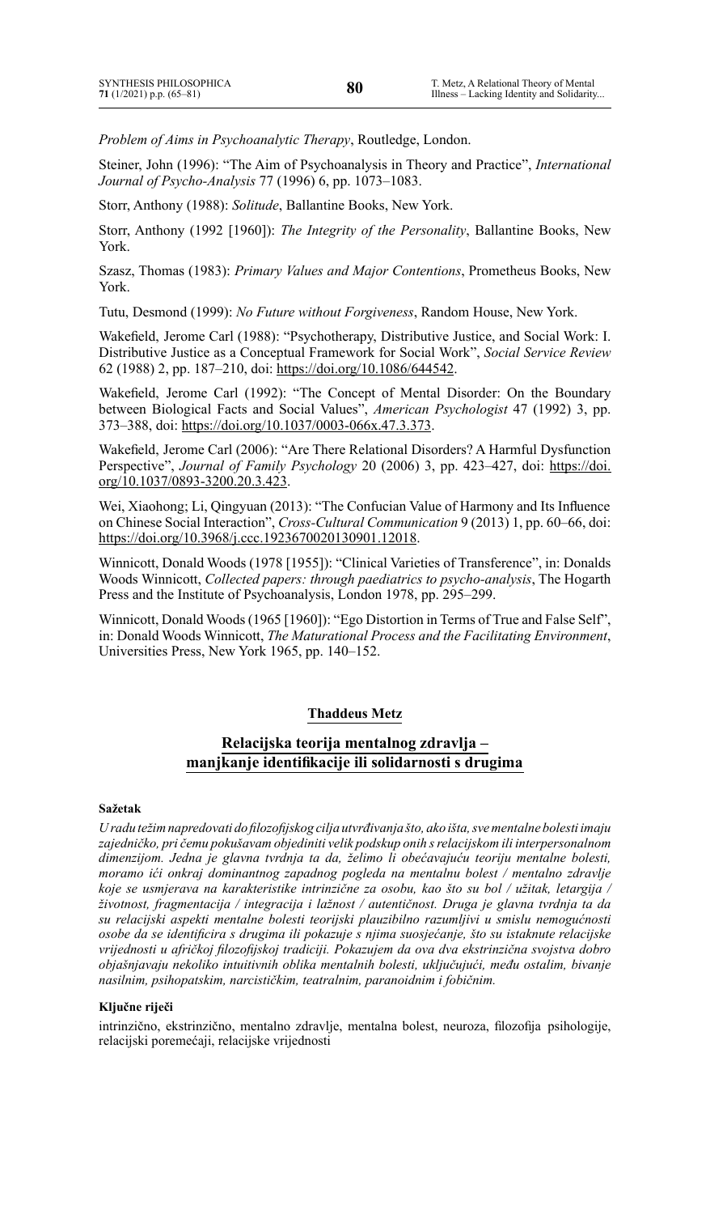*Problem of Aims in Psychoanalytic Therapy*, Routledge, London.

Steiner, John (1996): "The Aim of Psychoanalysis in Theory and Practice", *International Journal of Psycho-Analysis* 77 (1996) 6, pp. 1073–1083.

Storr, Anthony (1988): *Solitude*, Ballantine Books, New York.

Storr, Anthony (1992 [1960]): *The Integrity of the Personality*, Ballantine Books, New York.

Szasz, Thomas (1983): *Primary Values and Major Contentions*, Prometheus Books, New York.

Tutu, Desmond (1999): *No Future without Forgiveness*, Random House, New York.

Wakefield, Jerome Carl (1988): "Psychotherapy, Distributive Justice, and Social Work: I. Distributive Justice as a Conceptual Framework for Social Work", *Social Service Review* 62 (1988) 2, pp. 187–210, doi: https://doi.org/10.1086/644542.

Wakefield, Jerome Carl (1992): "The Concept of Mental Disorder: On the Boundary between Biological Facts and Social Values", *American Psychologist* 47 (1992) 3, pp. 373–388, doi: https://doi.org/10.1037/0003-066x.47.3.373.

Wakefield, Jerome Carl (2006): "Are There Relational Disorders? A Harmful Dysfunction Perspective", *Journal of Family Psychology* 20 (2006) 3, pp. 423–427, doi: https://doi.org/10.1037/0893-3200.20.3.423.

Wei, Xiaohong; Li, Qingyuan (2013): "The Confucian Value of Harmony and Its Influence on Chinese Social Interaction", *Cross-Cultural Communication* 9 (2013) 1, pp. 60–66, doi: https://doi.org/10.3968/j.ccc.1923670020130901.12018.

Winnicott, Donald Woods (1978 [1955]): "Clinical Varieties of Transference", in: Donalds Woods Winnicott, *Collected papers: through paediatrics to psycho-analysis*, The Hogarth Press and the Institute of Psychoanalysis, London 1978, pp. 295–299.

Winnicott, Donald Woods (1965 [1960]): "Ego Distortion in Terms of True and False Self", in: Donald Woods Winnicott, *The Maturational Process and the Facilitating Environment*, Universities Press, New York 1965, pp. 140–152.

**Thaddeus Metz**

## Relacijska teorija mentalnog zdravlja – manjkanje identifikacije ili solidarnosti s drugima

**Sažetak**

*U radu težim napredovati do filozofijskog cilja utvrđivanja što, ako išta, sve mentalne bolesti imaju zajedničko, pri čemu pokušavam objediniti velik podskup onih s relacijskom ili interpersonalnom dimenzijom. Jedna je glavna tvrdnja ta da, želimo li obećavajuću teoriju mentalne bolesti, moramo ići onkraj dominantnog zapadnog pogleda na mentalnu bolest / mentalno zdravlje koje se usmjerava na karakteristike intrinzične za osobu, kao što su bol / užitak, letargija / životnost, fragmentacija / integracija i lažnost / autentičnost. Druga je glavna tvrdnja ta da su relacijski aspekti mentalne bolesti teorijski plauzibilno razumljivi u smislu nemogućnosti osobe da se identificira s drugima ili pokazuje s njima suosjećanje, što su istaknute relacijske vrijednosti u afričkoj filozofijskoj tradiciji. Pokazujem da ova dva ekstrinzična svojstva dobro objašnjavaju nekoliko intuitivnih oblika mentalnih bolesti, uključujući, među ostalim, bivanje nasilnim, psihopatskim, narcističkim, teatralnim, paranoidnim i fobičnim.*

**Ključne riječi**

intrinzično, ekstrinzično, mentalno zdravlje, mentalna bolest, neuroza, filozofija psihologije, relacijski poremećaji, relacijske vrijednosti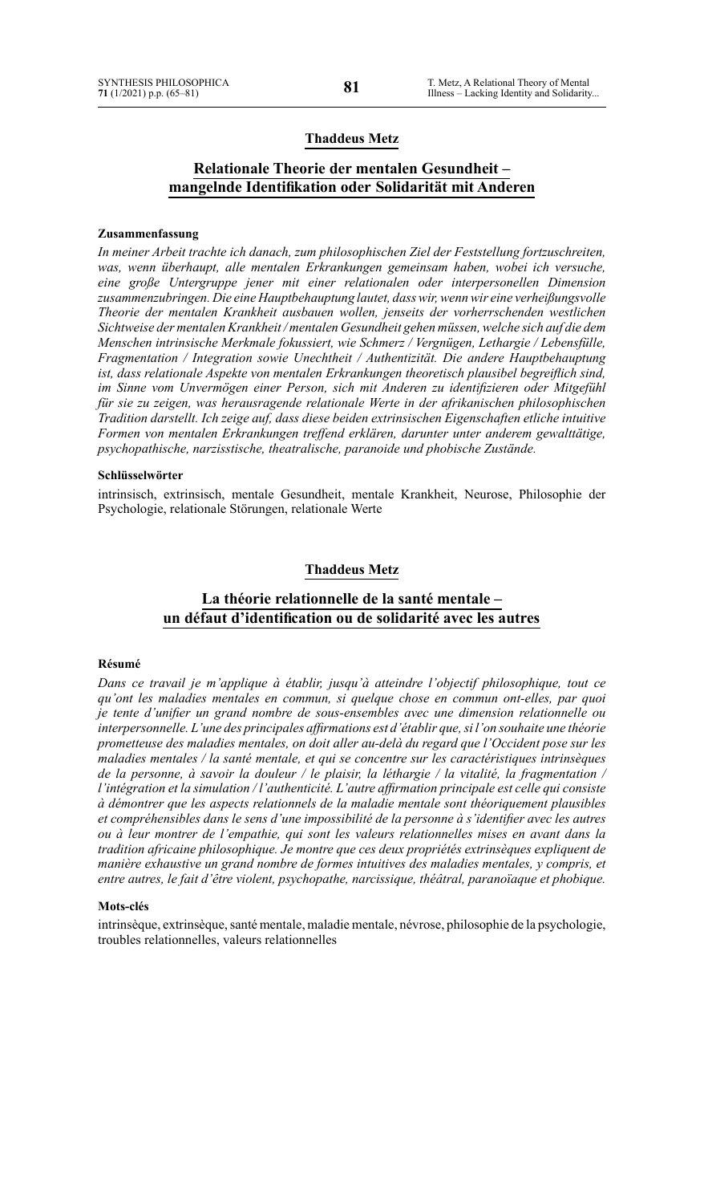### Thaddeus Metz

## Relationale Theorie der mentalen Gesundheit – mangelnde Identifikation oder Solidarität mit Anderen

#### Zusammenfassung

*In meiner Arbeit trachte ich danach, zum philosophischen Ziel der Feststellung fortzuschreiten, was, wenn überhaupt, alle mentalen Erkrankungen gemeinsam haben, wobei ich versuche, eine große Untergruppe jener mit einer relationalen oder interpersonellen Dimension zusammenzubringen. Die eine Hauptbehauptung lautet, dass wir, wenn wir eine verheißungsvolle Theorie der mentalen Krankheit ausbauen wollen, jenseits der vorherrschenden westlichen Sichtweise der mentalen Krankheit / mentalen Gesundheit gehen müssen, welche sich auf die dem Menschen intrinsische Merkmale fokussiert, wie Schmerz / Vergnügen, Lethargie / Lebensfülle, Fragmentation / Integration sowie Unechtheit / Authentizität. Die andere Hauptbehauptung ist, dass relationale Aspekte von mentalen Erkrankungen theoretisch plausibel begreiflich sind, im Sinne vom Unvermögen einer Person, sich mit Anderen zu identifizieren oder Mitgefühl für sie zu zeigen, was herausragende relationale Werte in der afrikanischen philosophischen Tradition darstellt. Ich zeige auf, dass diese beiden extrinsischen Eigenschaften etliche intuitive Formen von mentalen Erkrankungen treffend erklären, darunter unter anderem gewalttätige, psychopathische, narzisstische, theatralische, paranoide und phobische Zustände.*

#### Schlüsselwörter

intrinsisch, extrinsisch, mentale Gesundheit, mentale Krankheit, Neurose, Philosophie der Psychologie, relationale Störungen, relationale Werte

### Thaddeus Metz

## La théorie relationnelle de la santé mentale – un défaut d'identification ou de solidarité avec les autres

#### Résumé

*Dans ce travail je m'applique à établir, jusqu'à atteindre l'objectif philosophique, tout ce qu'ont les maladies mentales en commun, si quelque chose en commun ont-elles, par quoi je tente d'unifier un grand nombre de sous-ensembles avec une dimension relationnelle ou interpersonnelle. L'une des principales affirmations est d'établir que, si l'on souhaite une théorie prometteuse des maladies mentales, on doit aller au-delà du regard que l'Occident pose sur les maladies mentales / la santé mentale, et qui se concentre sur les caractéristiques intrinsèques de la personne, à savoir la douleur / le plaisir, la léthargie / la vitalité, la fragmentation / l'intégration et la simulation / l'authenticité. L'autre affirmation principale est celle qui consiste à démontrer que les aspects relationnels de la maladie mentale sont théoriquement plausibles et compréhensibles dans le sens d'une impossibilité de la personne à s'identifier avec les autres ou à leur montrer de l'empathie, qui sont les valeurs relationnelles mises en avant dans la tradition africaine philosophique. Je montre que ces deux propriétés extrinsèques expliquent de manière exhaustive un grand nombre de formes intuitives des maladies mentales, y compris, et entre autres, le fait d'être violent, psychopathe, narcissique, théâtral, paranoïaque et phobique.*

#### Mots-clés

intrinsèque, extrinsèque, santé mentale, maladie mentale, névrose, philosophie de la psychologie, troubles relationnelles, valeurs relationnelles